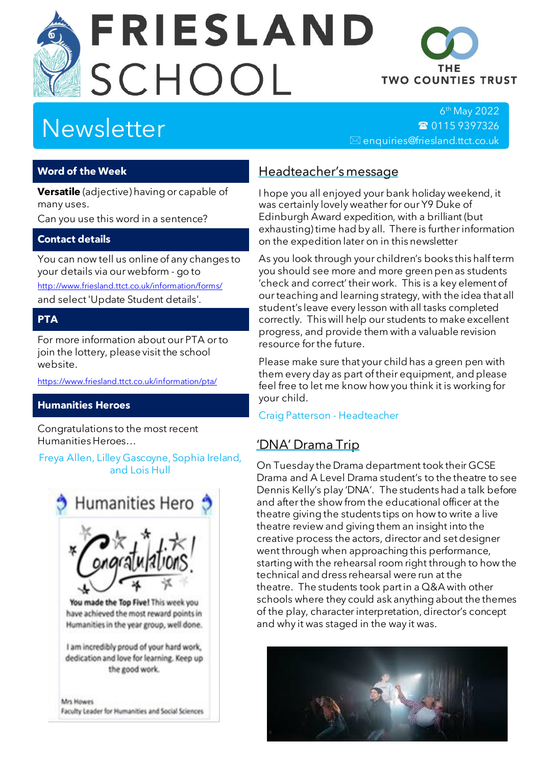# FRIESLAND SCHOOL

THE TWO COUNTIES TRUST

## Newsletter

6th May 2022
☎ 0115 9397326
✉ enquiries@friesland.ttct.co.uk

### Word of the Week

**Versatile** (adjective) having or capable of many uses.

Can you use this word in a sentence?

### Contact details

You can now tell us online of any changes to your details via our webform - go to http://www.friesland.ttct.co.uk/information/forms/ and select 'Update Student details'.

### PTA

For more information about our PTA or to join the lottery, please visit the school website.

https://www.friesland.ttct.co.uk/information/pta/

### Humanities Heroes

Congratulations to the most recent Humanities Heroes…

Freya Allen, Lilley Gascoyne, Sophia Ireland, and Lois Hull

Humanities Hero

Congratulations!

You made the Top Five! This week you have achieved the most reward points in Humanities in the year group, well done.

I am incredibly proud of your hard work, dedication and love for learning. Keep up the good work.

Mrs Howes
Faculty Leader for Humanities and Social Sciences

## Headteacher's message

I hope you all enjoyed your bank holiday weekend, it was certainly lovely weather for our Y9 Duke of Edinburgh Award expedition, with a brilliant (but exhausting) time had by all. There is further information on the expedition later on in this newsletter

As you look through your children's books this half term you should see more and more green pen as students 'check and correct' their work. This is a key element of our teaching and learning strategy, with the idea that all student's leave every lesson with all tasks completed correctly. This will help our students to make excellent progress, and provide them with a valuable revision resource for the future.

Please make sure that your child has a green pen with them every day as part of their equipment, and please feel free to let me know how you think it is working for your child.

Craig Patterson - Headteacher

## 'DNA' Drama Trip

On Tuesday the Drama department took their GCSE Drama and A Level Drama student's to the theatre to see Dennis Kelly's play 'DNA'. The students had a talk before and after the show from the educational officer at the theatre giving the students tips on how to write a live theatre review and giving them an insight into the creative process the actors, director and set designer went through when approaching this performance, starting with the rehearsal room right through to how the technical and dress rehearsal were run at the theatre. The students took part in a Q&A with other schools where they could ask anything about the themes of the play, character interpretation, director's concept and why it was staged in the way it was.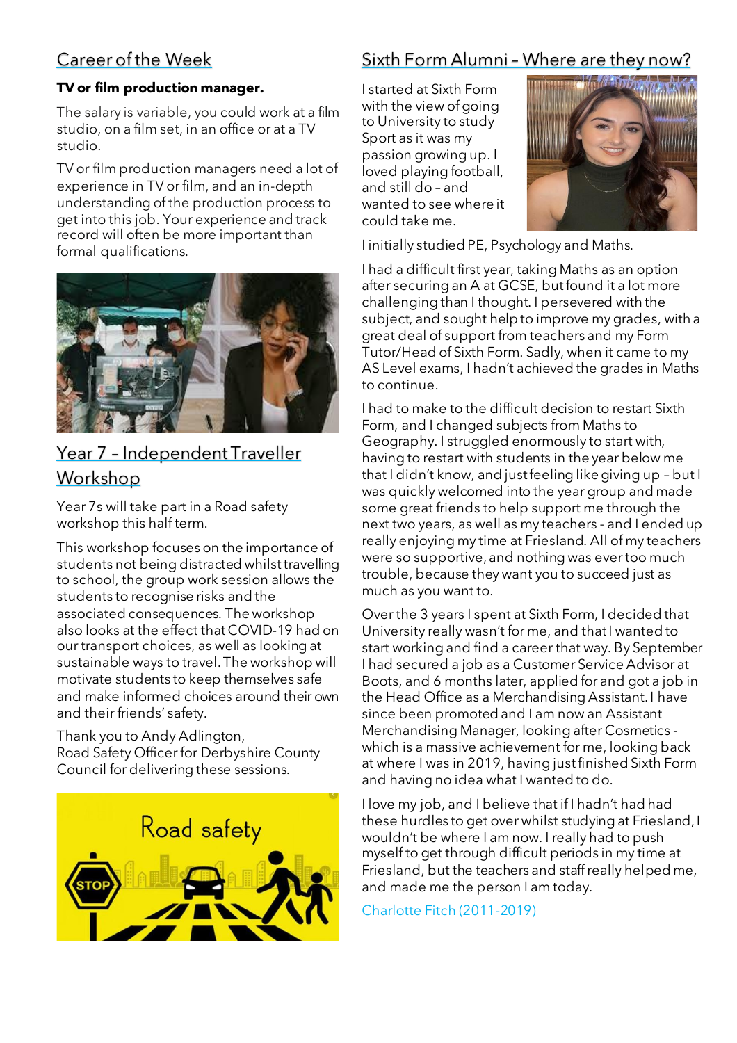## Career of the Week

**TV or film production manager.**

The salary is variable, you could work at a film studio, on a film set, in an office or at a TV studio.

TV or film production managers need a lot of experience in TV or film, and an in-depth understanding of the production process to get into this job. Your experience and track record will often be more important than formal qualifications.

## Year 7 – Independent Traveller Workshop

Year 7s will take part in a Road safety workshop this half term.

This workshop focuses on the importance of students not being distracted whilst travelling to school, the group work session allows the students to recognise risks and the associated consequences. The workshop also looks at the effect that COVID-19 had on our transport choices, as well as looking at sustainable ways to travel. The workshop will motivate students to keep themselves safe and make informed choices around their own and their friends' safety.

Thank you to Andy Adlington,
Road Safety Officer for Derbyshire County Council for delivering these sessions.

## Sixth Form Alumni – Where are they now?

I started at Sixth Form with the view of going to University to study Sport as it was my passion growing up. I loved playing football, and still do – and wanted to see where it could take me.

I initially studied PE, Psychology and Maths.

I had a difficult first year, taking Maths as an option after securing an A at GCSE, but found it a lot more challenging than I thought. I persevered with the subject, and sought help to improve my grades, with a great deal of support from teachers and my Form Tutor/Head of Sixth Form. Sadly, when it came to my AS Level exams, I hadn't achieved the grades in Maths to continue.

I had to make to the difficult decision to restart Sixth Form, and I changed subjects from Maths to Geography. I struggled enormously to start with, having to restart with students in the year below me that I didn't know, and just feeling like giving up – but I was quickly welcomed into the year group and made some great friends to help support me through the next two years, as well as my teachers - and I ended up really enjoying my time at Friesland. All of my teachers were so supportive, and nothing was ever too much trouble, because they want you to succeed just as much as you want to.

Over the 3 years I spent at Sixth Form, I decided that University really wasn't for me, and that I wanted to start working and find a career that way. By September I had secured a job as a Customer Service Advisor at Boots, and 6 months later, applied for and got a job in the Head Office as a Merchandising Assistant. I have since been promoted and I am now an Assistant Merchandising Manager, looking after Cosmetics - which is a massive achievement for me, looking back at where I was in 2019, having just finished Sixth Form and having no idea what I wanted to do.

I love my job, and I believe that if I hadn't had had these hurdles to get over whilst studying at Friesland, I wouldn't be where I am now. I really had to push myself to get through difficult periods in my time at Friesland, but the teachers and staff really helped me, and made me the person I am today.

Charlotte Fitch (2011-2019)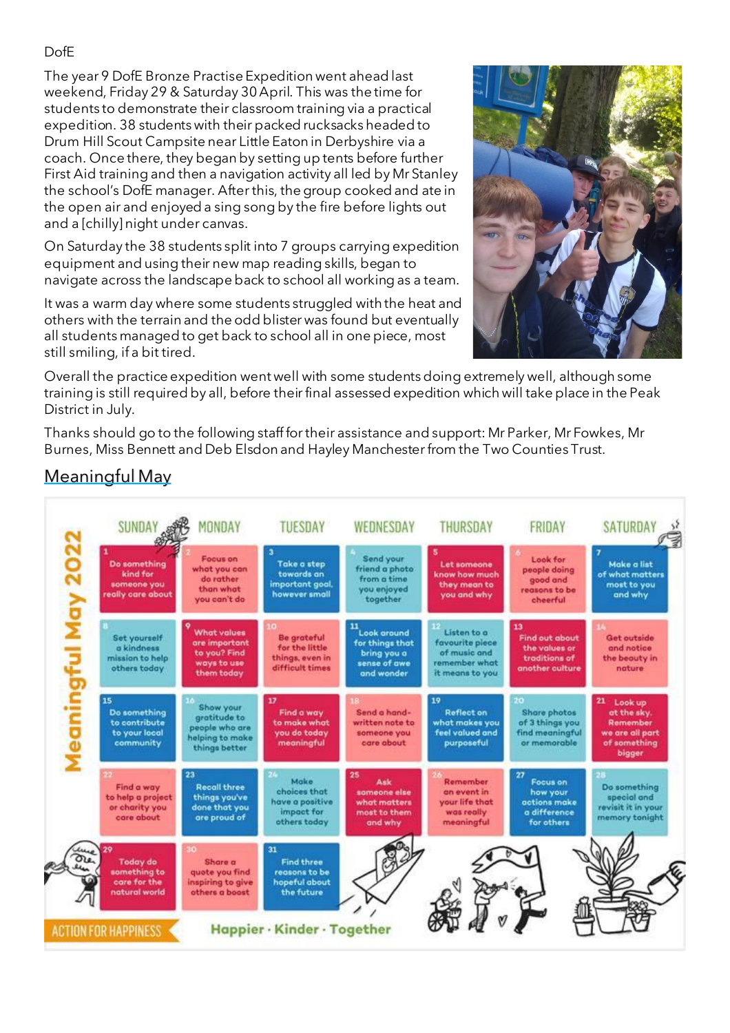DofE

The year 9 DofE Bronze Practise Expedition went ahead last weekend, Friday 29 & Saturday 30 April. This was the time for students to demonstrate their classroom training via a practical expedition. 38 students with their packed rucksacks headed to Drum Hill Scout Campsite near Little Eaton in Derbyshire via a coach. Once there, they began by setting up tents before further First Aid training and then a navigation activity all led by Mr Stanley the school's DofE manager. After this, the group cooked and ate in the open air and enjoyed a sing song by the fire before lights out and a [chilly] night under canvas.

On Saturday the 38 students split into 7 groups carrying expedition equipment and using their new map reading skills, began to navigate across the landscape back to school all working as a team.

It was a warm day where some students struggled with the heat and others with the terrain and the odd blister was found but eventually all students managed to get back to school all in one piece, most still smiling, if a bit tired.

Overall the practice expedition went well with some students doing extremely well, although some training is still required by all, before their final assessed expedition which will take place in the Peak District in July.

Thanks should go to the following staff for their assistance and support: Mr Parker, Mr Fowkes, Mr Burnes, Miss Bennett and Deb Elsdon and Hayley Manchester from the Two Counties Trust.

## Meaningful May

**Meaningful May 2022**

| SUNDAY | MONDAY | TUESDAY | WEDNESDAY | THURSDAY | FRIDAY | SATURDAY |
|---|---|---|---|---|---|---|
| 1 Do something kind for someone you really care about | 2 Focus on what you can do rather than what you can't do | 3 Take a step towards an important goal, however small | 4 Send your friend a photo from a time you enjoyed together | 5 Let someone know how much they mean to you and why | 6 Look for people doing good and reasons to be cheerful | 7 Make a list of what matters most to you and why |
| 8 Set yourself a kindness mission to help others today | 9 What values are important to you? Find ways to use them today | 10 Be grateful for the little things, even in difficult times | 11 Look around for things that bring you a sense of awe and wonder | 12 Listen to a favourite piece of music and remember what it means to you | 13 Find out about the values or traditions of another culture | 14 Get outside and notice the beauty in nature |
| 15 Do something to contribute to your local community | 16 Show your gratitude to people who are helping to make things better | 17 Find a way to make what you do today meaningful | 18 Send a hand-written note to someone you care about | 19 Reflect on what makes you feel valued and purposeful | 20 Share photos of 3 things you find meaningful or memorable | 21 Look up at the sky. Remember we are all part of something bigger |
| 22 Find a way to help a project or charity you care about | 23 Recall three things you've done that you are proud of | 24 Make choices that have a positive impact for others today | 25 Ask someone else what matters most to them and why | 26 Remember an event in your life that was really meaningful | 27 Focus on how your actions make a difference for others | 28 Do something special and revisit it in your memory tonight |
| 29 Today do something to care for the natural world | 30 Share a quote you find inspiring to give others a boost | 31 Find three reasons to be hopeful about the future | | | | |

ACTION FOR HAPPINESS

Happier · Kinder · Together